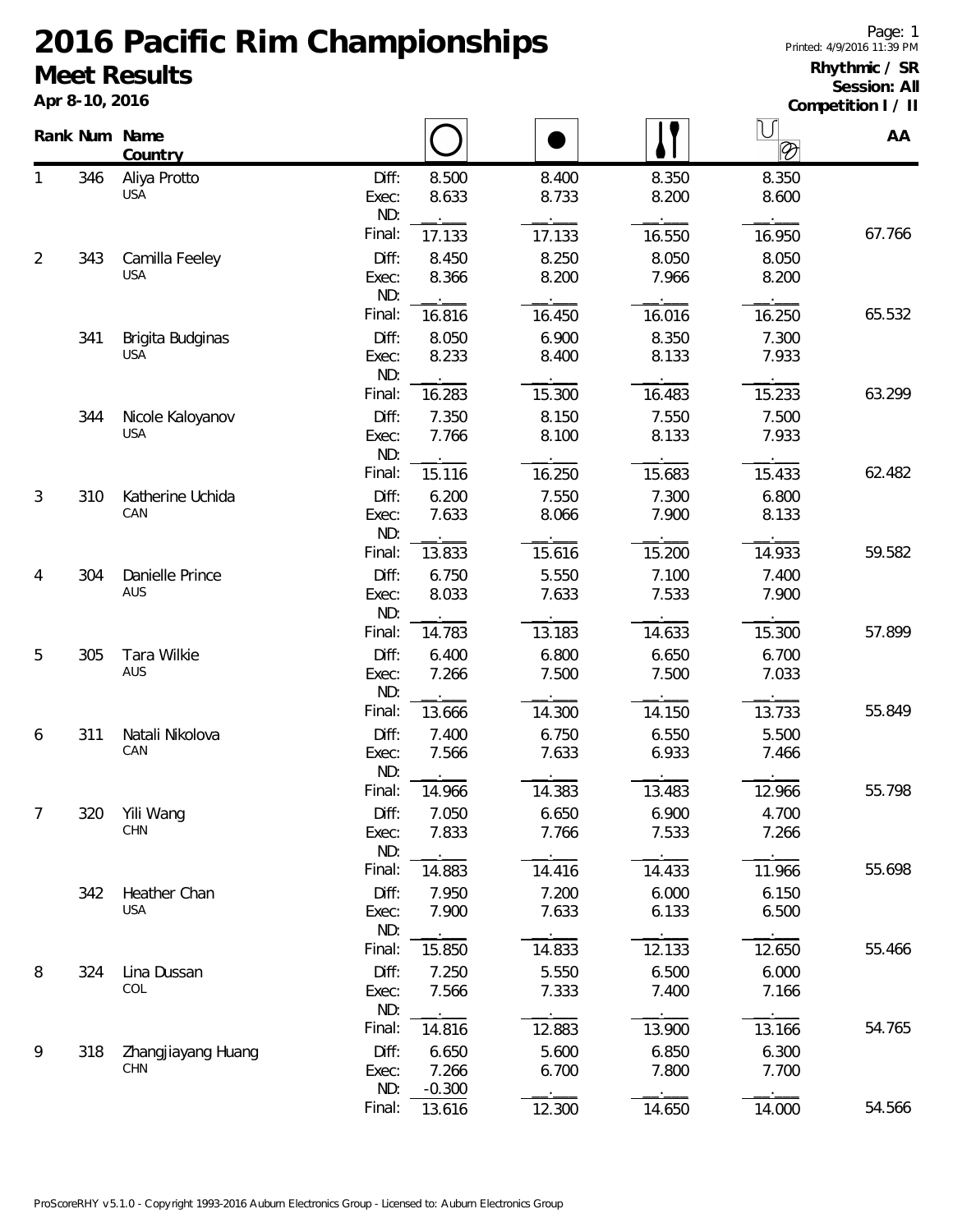# 2016 Pacific Rim Championships

## Meet Results

**Apr 8-10, 2016**

**Rhythmic / SR**
**Session: All**
**Competition I / II**

| Rank | Num | Name / Country | | Hoop | Ball | Clubs | Ribbon | AA |
|---|---|---|---|---|---|---|---|---|
| 1 | 346 | Aliya Protto, USA | Diff: | 8.500 | 8.400 | 8.350 | 8.350 | |
| | | | Exec: | 8.633 | 8.733 | 8.200 | 8.600 | |
| | | | ND: | | | | | |
| | | | Final: | 17.133 | 17.133 | 16.550 | 16.950 | 67.766 |
| 2 | 343 | Camilla Feeley, USA | Diff: | 8.450 | 8.250 | 8.050 | 8.050 | |
| | | | Exec: | 8.366 | 8.200 | 7.966 | 8.200 | |
| | | | ND: | | | | | |
| | | | Final: | 16.816 | 16.450 | 16.016 | 16.250 | 65.532 |
| | 341 | Brigita Budginas, USA | Diff: | 8.050 | 6.900 | 8.350 | 7.300 | |
| | | | Exec: | 8.233 | 8.400 | 8.133 | 7.933 | |
| | | | ND: | | | | | |
| | | | Final: | 16.283 | 15.300 | 16.483 | 15.233 | 63.299 |
| | 344 | Nicole Kaloyanov, USA | Diff: | 7.350 | 8.150 | 7.550 | 7.500 | |
| | | | Exec: | 7.766 | 8.100 | 8.133 | 7.933 | |
| | | | ND: | | | | | |
| | | | Final: | 15.116 | 16.250 | 15.683 | 15.433 | 62.482 |
| 3 | 310 | Katherine Uchida, CAN | Diff: | 6.200 | 7.550 | 7.300 | 6.800 | |
| | | | Exec: | 7.633 | 8.066 | 7.900 | 8.133 | |
| | | | ND: | | | | | |
| | | | Final: | 13.833 | 15.616 | 15.200 | 14.933 | 59.582 |
| 4 | 304 | Danielle Prince, AUS | Diff: | 6.750 | 5.550 | 7.100 | 7.400 | |
| | | | Exec: | 8.033 | 7.633 | 7.533 | 7.900 | |
| | | | ND: | | | | | |
| | | | Final: | 14.783 | 13.183 | 14.633 | 15.300 | 57.899 |
| 5 | 305 | Tara Wilkie, AUS | Diff: | 6.400 | 6.800 | 6.650 | 6.700 | |
| | | | Exec: | 7.266 | 7.500 | 7.500 | 7.033 | |
| | | | ND: | | | | | |
| | | | Final: | 13.666 | 14.300 | 14.150 | 13.733 | 55.849 |
| 6 | 311 | Natali Nikolova, CAN | Diff: | 7.400 | 6.750 | 6.550 | 5.500 | |
| | | | Exec: | 7.566 | 7.633 | 6.933 | 7.466 | |
| | | | ND: | | | | | |
| | | | Final: | 14.966 | 14.383 | 13.483 | 12.966 | 55.798 |
| 7 | 320 | Yili Wang, CHN | Diff: | 7.050 | 6.650 | 6.900 | 4.700 | |
| | | | Exec: | 7.833 | 7.766 | 7.533 | 7.266 | |
| | | | ND: | | | | | |
| | | | Final: | 14.883 | 14.416 | 14.433 | 11.966 | 55.698 |
| | 342 | Heather Chan, USA | Diff: | 7.950 | 7.200 | 6.000 | 6.150 | |
| | | | Exec: | 7.900 | 7.633 | 6.133 | 6.500 | |
| | | | ND: | | | | | |
| | | | Final: | 15.850 | 14.833 | 12.133 | 12.650 | 55.466 |
| 8 | 324 | Lina Dussan, COL | Diff: | 7.250 | 5.550 | 6.500 | 6.000 | |
| | | | Exec: | 7.566 | 7.333 | 7.400 | 7.166 | |
| | | | ND: | | | | | |
| | | | Final: | 14.816 | 12.883 | 13.900 | 13.166 | 54.765 |
| 9 | 318 | Zhangjiayang Huang, CHN | Diff: | 6.650 | 5.600 | 6.850 | 6.300 | |
| | | | Exec: | 7.266 | 6.700 | 7.800 | 7.700 | |
| | | | ND: | -0.300 | | | | |
| | | | Final: | 13.616 | 12.300 | 14.650 | 14.000 | 54.566 |

ProScoreRHY v5.1.0 - Copyright 1993-2016 Auburn Electronics Group - Licensed to: Auburn Electronics Group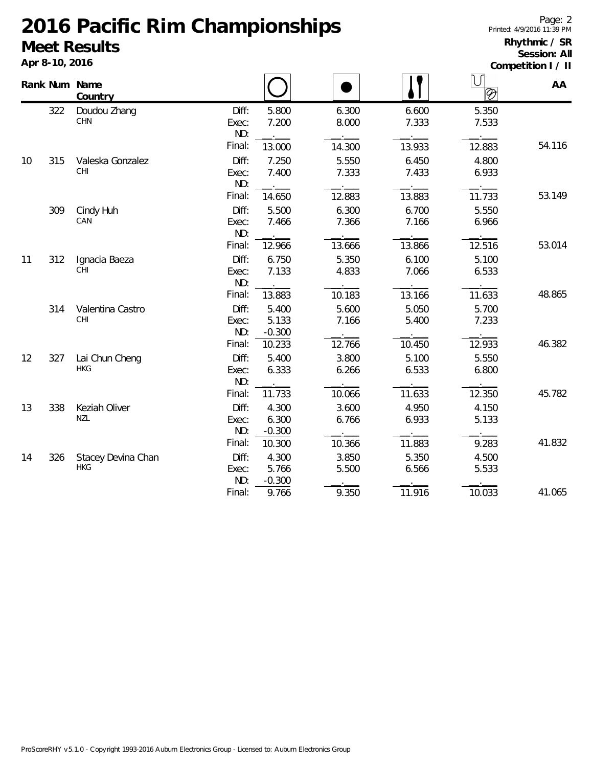# 2016 Pacific Rim Championships

## Meet Results

**Apr 8-10, 2016**

**Rhythmic / SR**
**Session: All**
**Competition I / II**

| Rank | Num | Name / Country | | Hoop | Ball | Clubs | Ribbon | AA |
|---|---|---|---|---|---|---|---|---|
| | 322 | Doudou Zhang CHN | Diff: | 5.800 | 6.300 | 6.600 | 5.350 | |
| | | | Exec: | 7.200 | 8.000 | 7.333 | 7.533 | |
| | | | ND: | | | | | |
| | | | Final: | 13.000 | 14.300 | 13.933 | 12.883 | 54.116 |
| 10 | 315 | Valeska Gonzalez CHI | Diff: | 7.250 | 5.550 | 6.450 | 4.800 | |
| | | | Exec: | 7.400 | 7.333 | 7.433 | 6.933 | |
| | | | ND: | | | | | |
| | | | Final: | 14.650 | 12.883 | 13.883 | 11.733 | 53.149 |
| | 309 | Cindy Huh CAN | Diff: | 5.500 | 6.300 | 6.700 | 5.550 | |
| | | | Exec: | 7.466 | 7.366 | 7.166 | 6.966 | |
| | | | ND: | | | | | |
| | | | Final: | 12.966 | 13.666 | 13.866 | 12.516 | 53.014 |
| 11 | 312 | Ignacia Baeza CHI | Diff: | 6.750 | 5.350 | 6.100 | 5.100 | |
| | | | Exec: | 7.133 | 4.833 | 7.066 | 6.533 | |
| | | | ND: | | | | | |
| | | | Final: | 13.883 | 10.183 | 13.166 | 11.633 | 48.865 |
| | 314 | Valentina Castro CHI | Diff: | 5.400 | 5.600 | 5.050 | 5.700 | |
| | | | Exec: | 5.133 | 7.166 | 5.400 | 7.233 | |
| | | | ND: | -0.300 | | | | |
| | | | Final: | 10.233 | 12.766 | 10.450 | 12.933 | 46.382 |
| 12 | 327 | Lai Chun Cheng HKG | Diff: | 5.400 | 3.800 | 5.100 | 5.550 | |
| | | | Exec: | 6.333 | 6.266 | 6.533 | 6.800 | |
| | | | ND: | | | | | |
| | | | Final: | 11.733 | 10.066 | 11.633 | 12.350 | 45.782 |
| 13 | 338 | Keziah Oliver NZL | Diff: | 4.300 | 3.600 | 4.950 | 4.150 | |
| | | | Exec: | 6.300 | 6.766 | 6.933 | 5.133 | |
| | | | ND: | -0.300 | | | | |
| | | | Final: | 10.300 | 10.366 | 11.883 | 9.283 | 41.832 |
| 14 | 326 | Stacey Devina Chan HKG | Diff: | 4.300 | 3.850 | 5.350 | 4.500 | |
| | | | Exec: | 5.766 | 5.500 | 6.566 | 5.533 | |
| | | | ND: | -0.300 | | | | |
| | | | Final: | 9.766 | 9.350 | 11.916 | 10.033 | 41.065 |

ProScoreRHY v5.1.0 - Copyright 1993-2016 Auburn Electronics Group - Licensed to: Auburn Electronics Group